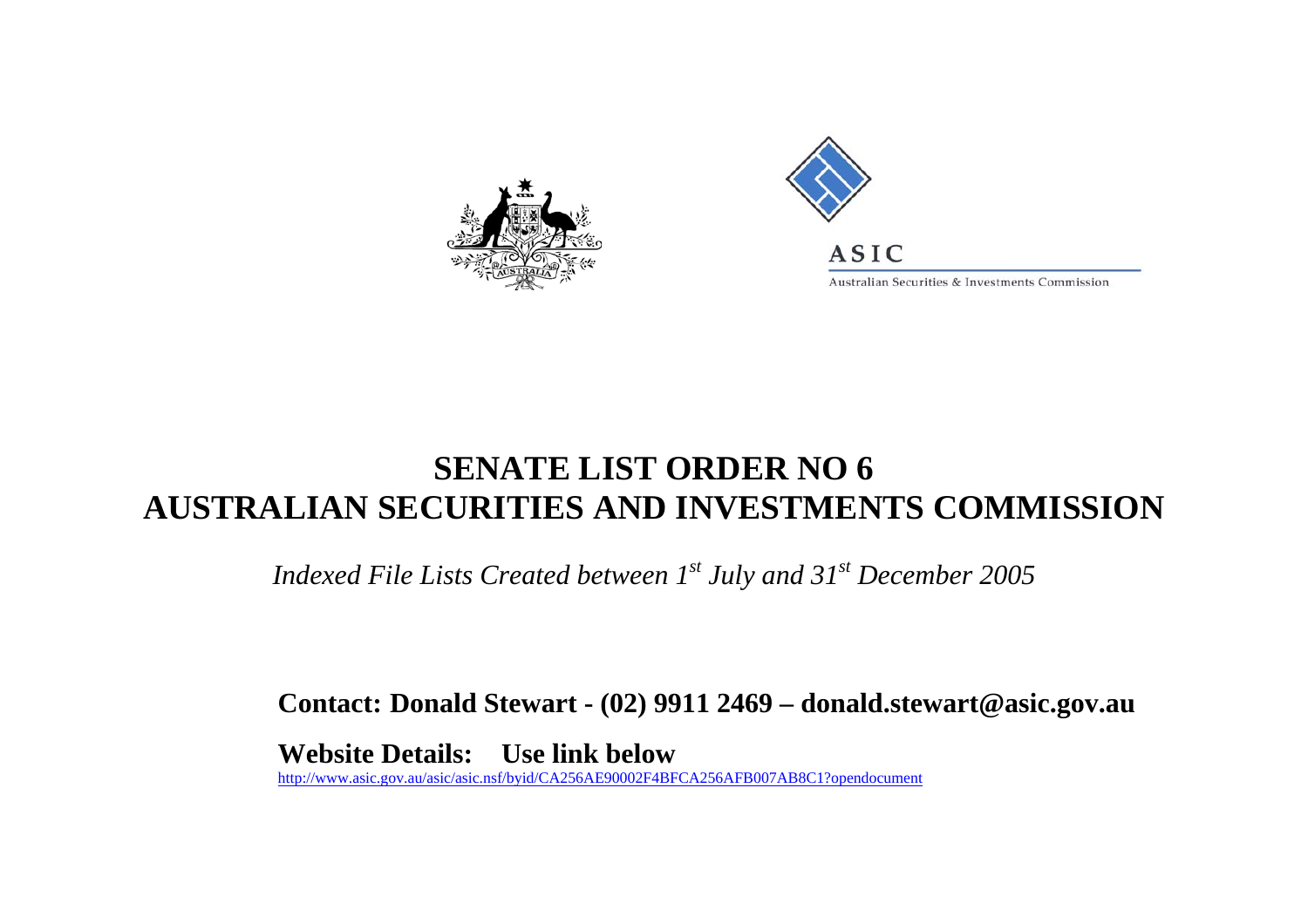ASIC

Australian Securities & Investments Commission

# SENATE LIST ORDER NO 6
# AUSTRALIAN SECURITIES AND INVESTMENTS COMMISSION

*Indexed File Lists Created between 1st July and 31st December 2005*

**Contact: Donald Stewart - (02) 9911 2469 – donald.stewart@asic.gov.au**

**Website Details: Use link below**

http://www.asic.gov.au/asic/asic.nsf/byid/CA256AE90002F4BFCA256AFB007AB8C1?opendocument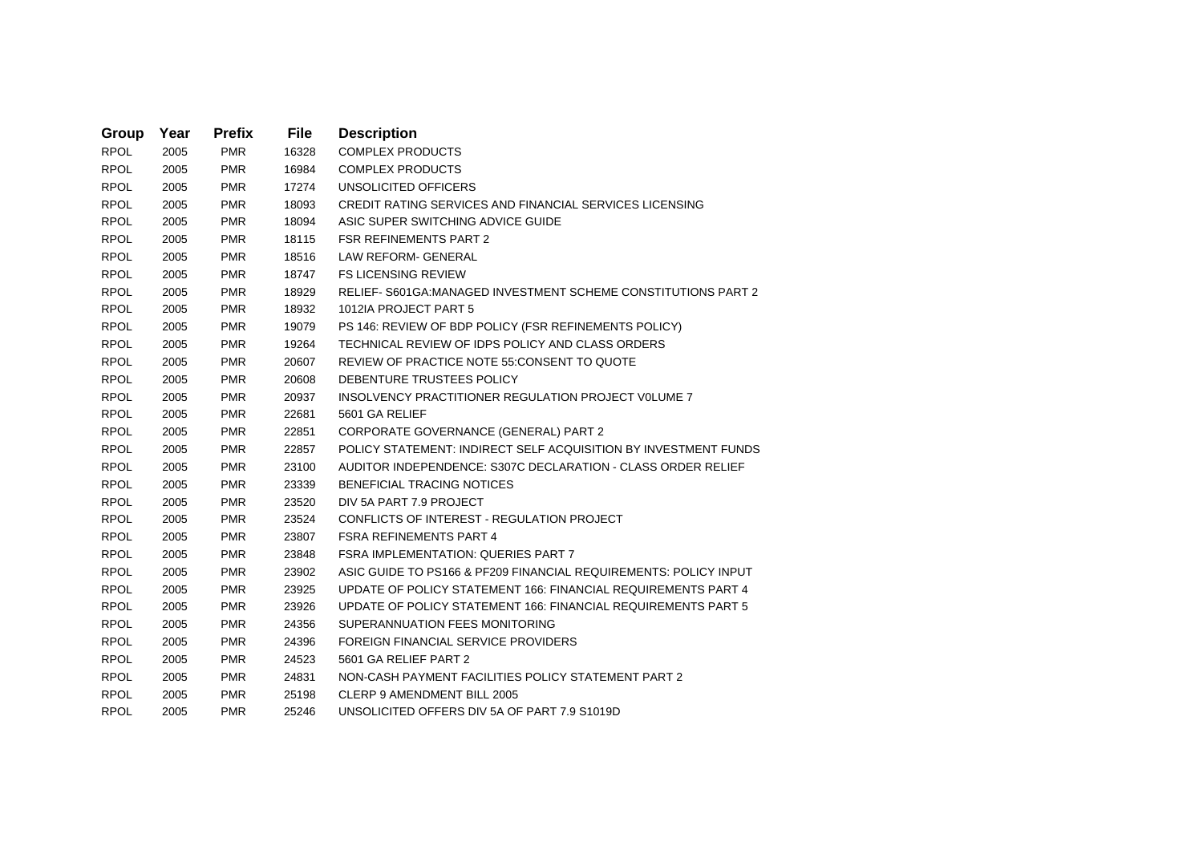| Group | Year | Prefix | File | Description |
|---|---|---|---|---|
| RPOL | 2005 | PMR | 16328 | COMPLEX PRODUCTS |
| RPOL | 2005 | PMR | 16984 | COMPLEX PRODUCTS |
| RPOL | 2005 | PMR | 17274 | UNSOLICITED OFFICERS |
| RPOL | 2005 | PMR | 18093 | CREDIT RATING SERVICES AND FINANCIAL SERVICES LICENSING |
| RPOL | 2005 | PMR | 18094 | ASIC SUPER SWITCHING ADVICE GUIDE |
| RPOL | 2005 | PMR | 18115 | FSR REFINEMENTS PART 2 |
| RPOL | 2005 | PMR | 18516 | LAW REFORM- GENERAL |
| RPOL | 2005 | PMR | 18747 | FS LICENSING REVIEW |
| RPOL | 2005 | PMR | 18929 | RELIEF- S601GA:MANAGED INVESTMENT SCHEME CONSTITUTIONS PART 2 |
| RPOL | 2005 | PMR | 18932 | 1012IA PROJECT PART 5 |
| RPOL | 2005 | PMR | 19079 | PS 146: REVIEW OF BDP POLICY (FSR REFINEMENTS POLICY) |
| RPOL | 2005 | PMR | 19264 | TECHNICAL REVIEW OF IDPS POLICY AND CLASS ORDERS |
| RPOL | 2005 | PMR | 20607 | REVIEW OF PRACTICE NOTE 55:CONSENT TO QUOTE |
| RPOL | 2005 | PMR | 20608 | DEBENTURE TRUSTEES POLICY |
| RPOL | 2005 | PMR | 20937 | INSOLVENCY PRACTITIONER REGULATION PROJECT V0LUME 7 |
| RPOL | 2005 | PMR | 22681 | 5601 GA RELIEF |
| RPOL | 2005 | PMR | 22851 | CORPORATE GOVERNANCE (GENERAL) PART 2 |
| RPOL | 2005 | PMR | 22857 | POLICY STATEMENT: INDIRECT SELF ACQUISITION BY INVESTMENT FUNDS |
| RPOL | 2005 | PMR | 23100 | AUDITOR INDEPENDENCE: S307C DECLARATION - CLASS ORDER RELIEF |
| RPOL | 2005 | PMR | 23339 | BENEFICIAL TRACING NOTICES |
| RPOL | 2005 | PMR | 23520 | DIV 5A PART 7.9 PROJECT |
| RPOL | 2005 | PMR | 23524 | CONFLICTS OF INTEREST - REGULATION PROJECT |
| RPOL | 2005 | PMR | 23807 | FSRA REFINEMENTS PART 4 |
| RPOL | 2005 | PMR | 23848 | FSRA IMPLEMENTATION: QUERIES PART 7 |
| RPOL | 2005 | PMR | 23902 | ASIC GUIDE TO PS166 & PF209 FINANCIAL REQUIREMENTS: POLICY INPUT |
| RPOL | 2005 | PMR | 23925 | UPDATE OF POLICY STATEMENT 166: FINANCIAL REQUIREMENTS PART 4 |
| RPOL | 2005 | PMR | 23926 | UPDATE OF POLICY STATEMENT 166: FINANCIAL REQUIREMENTS PART 5 |
| RPOL | 2005 | PMR | 24356 | SUPERANNUATION FEES MONITORING |
| RPOL | 2005 | PMR | 24396 | FOREIGN FINANCIAL SERVICE PROVIDERS |
| RPOL | 2005 | PMR | 24523 | 5601 GA RELIEF PART 2 |
| RPOL | 2005 | PMR | 24831 | NON-CASH PAYMENT FACILITIES POLICY STATEMENT PART 2 |
| RPOL | 2005 | PMR | 25198 | CLERP 9 AMENDMENT BILL 2005 |
| RPOL | 2005 | PMR | 25246 | UNSOLICITED OFFERS DIV 5A OF PART 7.9 S1019D |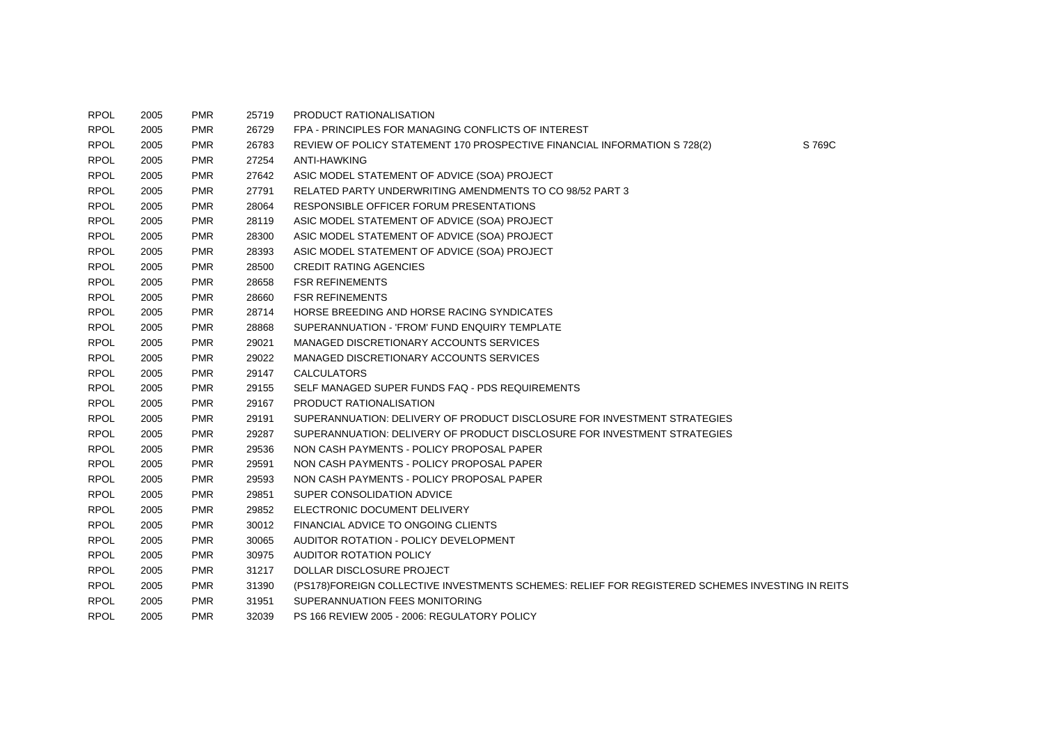| | | | | | |
|---|---|---|---|---|---|
| RPOL | 2005 | PMR | 25719 | PRODUCT RATIONALISATION | |
| RPOL | 2005 | PMR | 26729 | FPA - PRINCIPLES FOR MANAGING CONFLICTS OF INTEREST | |
| RPOL | 2005 | PMR | 26783 | REVIEW OF POLICY STATEMENT 170 PROSPECTIVE FINANCIAL INFORMATION S 728(2) | S 769C |
| RPOL | 2005 | PMR | 27254 | ANTI-HAWKING | |
| RPOL | 2005 | PMR | 27642 | ASIC MODEL STATEMENT OF ADVICE (SOA) PROJECT | |
| RPOL | 2005 | PMR | 27791 | RELATED PARTY UNDERWRITING AMENDMENTS TO CO 98/52 PART 3 | |
| RPOL | 2005 | PMR | 28064 | RESPONSIBLE OFFICER FORUM PRESENTATIONS | |
| RPOL | 2005 | PMR | 28119 | ASIC MODEL STATEMENT OF ADVICE (SOA) PROJECT | |
| RPOL | 2005 | PMR | 28300 | ASIC MODEL STATEMENT OF ADVICE (SOA) PROJECT | |
| RPOL | 2005 | PMR | 28393 | ASIC MODEL STATEMENT OF ADVICE (SOA) PROJECT | |
| RPOL | 2005 | PMR | 28500 | CREDIT RATING AGENCIES | |
| RPOL | 2005 | PMR | 28658 | FSR REFINEMENTS | |
| RPOL | 2005 | PMR | 28660 | FSR REFINEMENTS | |
| RPOL | 2005 | PMR | 28714 | HORSE BREEDING AND HORSE RACING SYNDICATES | |
| RPOL | 2005 | PMR | 28868 | SUPERANNUATION - 'FROM' FUND ENQUIRY TEMPLATE | |
| RPOL | 2005 | PMR | 29021 | MANAGED DISCRETIONARY ACCOUNTS SERVICES | |
| RPOL | 2005 | PMR | 29022 | MANAGED DISCRETIONARY ACCOUNTS SERVICES | |
| RPOL | 2005 | PMR | 29147 | CALCULATORS | |
| RPOL | 2005 | PMR | 29155 | SELF MANAGED SUPER FUNDS FAQ - PDS REQUIREMENTS | |
| RPOL | 2005 | PMR | 29167 | PRODUCT RATIONALISATION | |
| RPOL | 2005 | PMR | 29191 | SUPERANNUATION: DELIVERY OF PRODUCT DISCLOSURE FOR INVESTMENT STRATEGIES | |
| RPOL | 2005 | PMR | 29287 | SUPERANNUATION: DELIVERY OF PRODUCT DISCLOSURE FOR INVESTMENT STRATEGIES | |
| RPOL | 2005 | PMR | 29536 | NON CASH PAYMENTS - POLICY PROPOSAL PAPER | |
| RPOL | 2005 | PMR | 29591 | NON CASH PAYMENTS - POLICY PROPOSAL PAPER | |
| RPOL | 2005 | PMR | 29593 | NON CASH PAYMENTS - POLICY PROPOSAL PAPER | |
| RPOL | 2005 | PMR | 29851 | SUPER CONSOLIDATION ADVICE | |
| RPOL | 2005 | PMR | 29852 | ELECTRONIC DOCUMENT DELIVERY | |
| RPOL | 2005 | PMR | 30012 | FINANCIAL ADVICE TO ONGOING CLIENTS | |
| RPOL | 2005 | PMR | 30065 | AUDITOR ROTATION - POLICY DEVELOPMENT | |
| RPOL | 2005 | PMR | 30975 | AUDITOR ROTATION POLICY | |
| RPOL | 2005 | PMR | 31217 | DOLLAR DISCLOSURE PROJECT | |
| RPOL | 2005 | PMR | 31390 | (PS178)FOREIGN COLLECTIVE INVESTMENTS SCHEMES: RELIEF FOR REGISTERED SCHEMES INVESTING IN REITS | |
| RPOL | 2005 | PMR | 31951 | SUPERANNUATION FEES MONITORING | |
| RPOL | 2005 | PMR | 32039 | PS 166 REVIEW 2005 - 2006: REGULATORY POLICY | |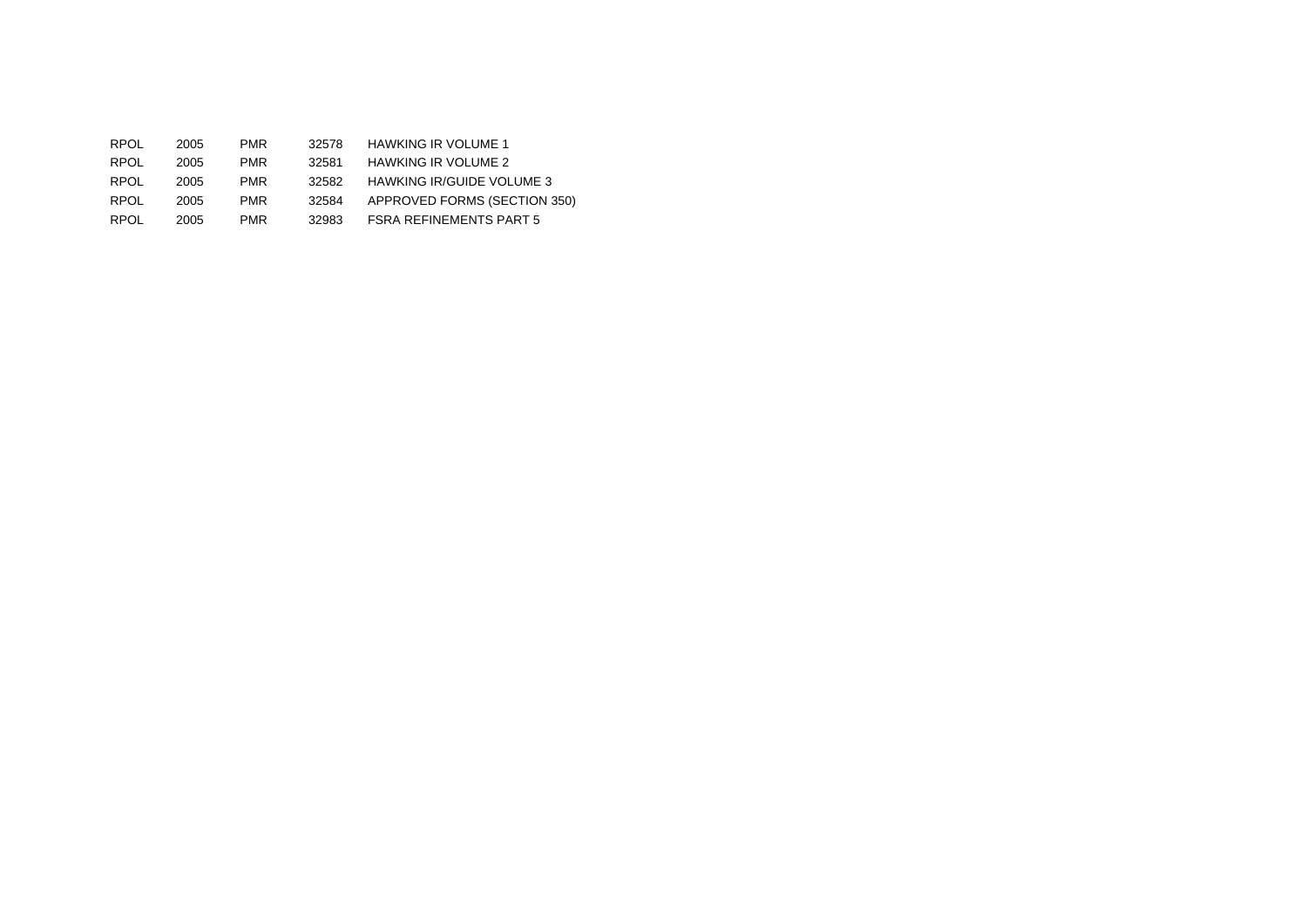| | | | | |
|---|---|---|---|---|
| RPOL | 2005 | PMR | 32578 | HAWKING IR VOLUME 1 |
| RPOL | 2005 | PMR | 32581 | HAWKING IR VOLUME 2 |
| RPOL | 2005 | PMR | 32582 | HAWKING IR/GUIDE VOLUME 3 |
| RPOL | 2005 | PMR | 32584 | APPROVED FORMS (SECTION 350) |
| RPOL | 2005 | PMR | 32983 | FSRA REFINEMENTS PART 5 |